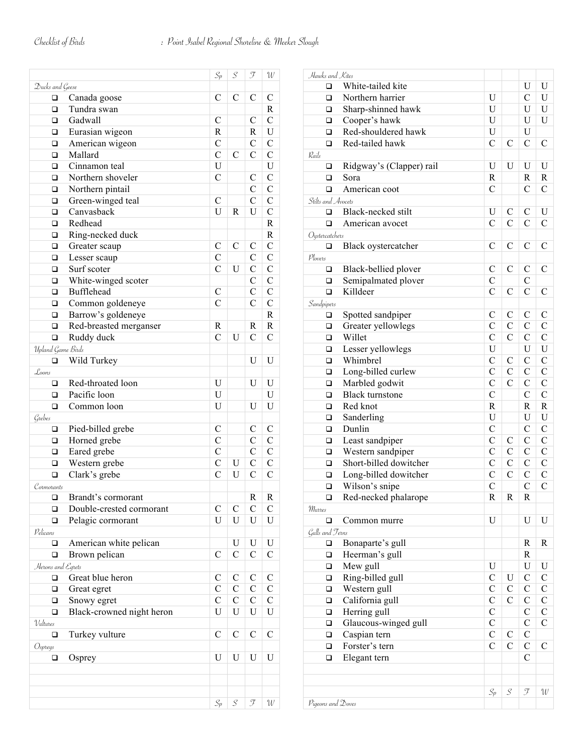Checklist of Birds : Point Isabel Regional Shoreline & Meeker Slough

| | Sp | S | F | W |
|---|---|---|---|---|
| *Ducks and Geese* | | | | |
| ❑ Canada goose | C | C | C | C |
| ❑ Tundra swan | | | | R |
| ❑ Gadwall | C | | C | C |
| ❑ Eurasian wigeon | R | | R | U |
| ❑ American wigeon | C | | C | C |
| ❑ Mallard | C | C | C | C |
| ❑ Cinnamon teal | U | | | U |
| ❑ Northern shoveler | C | | C | C |
| ❑ Northern pintail | | | C | C |
| ❑ Green-winged teal | C | | C | C |
| ❑ Canvasback | U | R | U | C |
| ❑ Redhead | | | | R |
| ❑ Ring-necked duck | | | | R |
| ❑ Greater scaup | C | C | C | C |
| ❑ Lesser scaup | C | | C | C |
| ❑ Surf scoter | C | U | C | C |
| ❑ White-winged scoter | | | C | C |
| ❑ Bufflehead | C | | C | C |
| ❑ Common goldeneye | C | | C | C |
| ❑ Barrow's goldeneye | | | | R |
| ❑ Red-breasted merganser | R | | R | R |
| ❑ Ruddy duck | C | U | C | C |
| *Upland Game Birds* | | | | |
| ❑ Wild Turkey | | | U | U |
| *Loons* | | | | |
| ❑ Red-throated loon | U | | U | U |
| ❑ Pacific loon | U | | | U |
| ❑ Common loon | U | | U | U |
| *Grebes* | | | | |
| ❑ Pied-billed grebe | C | | C | C |
| ❑ Horned grebe | C | | C | C |
| ❑ Eared grebe | C | | C | C |
| ❑ Western grebe | C | U | C | C |
| ❑ Clark's grebe | C | U | C | C |
| *Cormorants* | | | | |
| ❑ Brandt's cormorant | | | R | R |
| ❑ Double-crested cormorant | C | C | C | C |
| ❑ Pelagic cormorant | U | U | U | U |
| *Pelicans* | | | | |
| ❑ American white pelican | | U | U | U |
| ❑ Brown pelican | C | C | C | C |
| *Herons and Egrets* | | | | |
| ❑ Great blue heron | C | C | C | C |
| ❑ Great egret | C | C | C | C |
| ❑ Snowy egret | C | C | C | C |
| ❑ Black-crowned night heron | U | U | U | U |
| *Vultures* | | | | |
| ❑ Turkey vulture | C | C | C | C |
| *Ospreys* | | | | |
| ❑ Osprey | U | U | U | U |
| | | | | |
| | | | | |
| | | | | |
| | Sp | S | F | W |

| | Sp | S | F | W |
|---|---|---|---|---|
| *Hawks and Kites* | | | | |
| ❑ White-tailed kite | | | U | U |
| ❑ Northern harrier | U | | C | U |
| ❑ Sharp-shinned hawk | U | | U | U |
| ❑ Cooper's hawk | U | | U | U |
| ❑ Red-shouldered hawk | U | | U | |
| ❑ Red-tailed hawk | C | C | C | C |
| *Rails* | | | | |
| ❑ Ridgway's (Clapper) rail | U | U | U | U |
| ❑ Sora | R | | R | R |
| ❑ American coot | C | | C | C |
| *Stilts and Avocets* | | | | |
| ❑ Black-necked stilt | U | C | C | U |
| ❑ American avocet | C | C | C | C |
| *Oystercatchers* | | | | |
| ❑ Black oystercatcher | C | C | C | C |
| *Plovers* | | | | |
| ❑ Black-bellied plover | C | C | C | C |
| ❑ Semipalmated plover | C | | C | |
| ❑ Killdeer | C | C | C | C |
| *Sandpipers* | | | | |
| ❑ Spotted sandpiper | C | C | C | C |
| ❑ Greater yellowlegs | C | C | C | C |
| ❑ Willet | C | C | C | C |
| ❑ Lesser yellowlegs | U | | U | U |
| ❑ Whimbrel | C | C | C | C |
| ❑ Long-billed curlew | C | C | C | C |
| ❑ Marbled godwit | C | C | C | C |
| ❑ Black turnstone | C | | C | C |
| ❑ Red knot | R | | R | R |
| ❑ Sanderling | U | | U | U |
| ❑ Dunlin | C | | C | C |
| ❑ Least sandpiper | C | C | C | C |
| ❑ Western sandpiper | C | C | C | C |
| ❑ Short-billed dowitcher | C | C | C | C |
| ❑ Long-billed dowitcher | C | C | C | C |
| ❑ Wilson's snipe | C | | C | C |
| ❑ Red-necked phalarope | R | R | R | |
| *Murres* | | | | |
| ❑ Common murre | U | | U | U |
| *Gulls and Terns* | | | | |
| ❑ Bonaparte's gull | | | R | R |
| ❑ Heerman's gull | | | R | |
| ❑ Mew gull | U | | U | U |
| ❑ Ring-billed gull | C | U | C | C |
| ❑ Western gull | C | C | C | C |
| ❑ California gull | C | C | C | C |
| ❑ Herring gull | C | | C | C |
| ❑ Glaucous-winged gull | C | | C | C |
| ❑ Caspian tern | C | C | C | |
| ❑ Forster's tern | C | C | C | C |
| ❑ Elegant tern | | | C | |
| | | | | |
| | | | | |
| | Sp | S | F | W |
| *Pigeons and Doves* | | | | |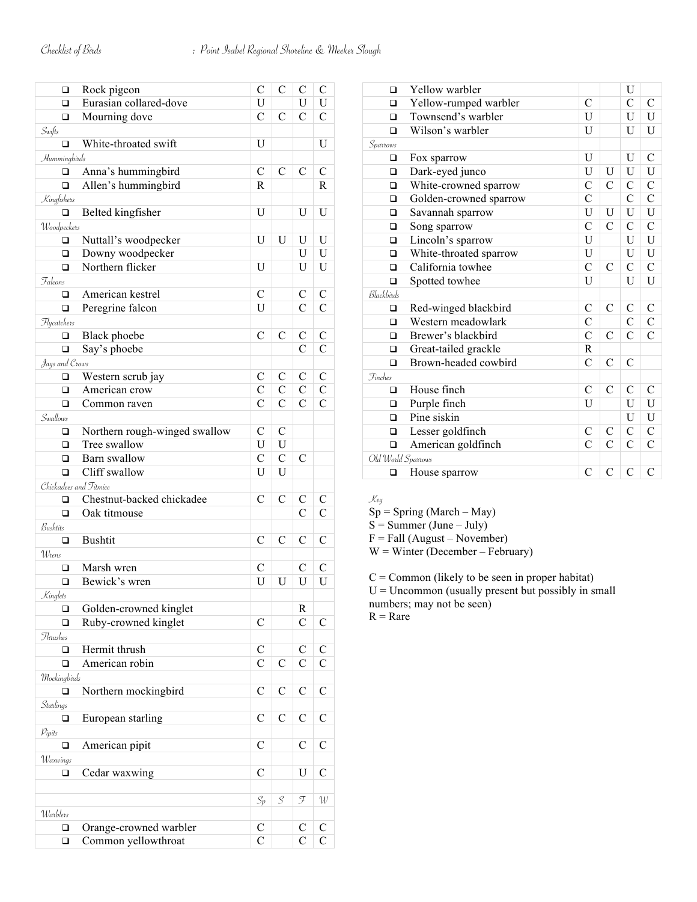| | Sp | S | F | W |
|---|---|---|---|---|
| ❑ Rock pigeon | C | C | C | C |
| ❑ Eurasian collared-dove | U | | U | U |
| ❑ Mourning dove | C | C | C | C |
| *Swifts* | | | | |
| ❑ White-throated swift | U | | | U |
| *Hummingbirds* | | | | |
| ❑ Anna's hummingbird | C | C | C | C |
| ❑ Allen's hummingbird | R | | | R |
| *Kingfishers* | | | | |
| ❑ Belted kingfisher | U | | U | U |
| *Woodpeckers* | | | | |
| ❑ Nuttall's woodpecker | U | U | U | U |
| ❑ Downy woodpecker | | | U | U |
| ❑ Northern flicker | U | | U | U |
| *Falcons* | | | | |
| ❑ American kestrel | C | | C | C |
| ❑ Peregrine falcon | U | | C | C |
| *Flycatchers* | | | | |
| ❑ Black phoebe | C | C | C | C |
| ❑ Say's phoebe | | | C | C |
| *Jays and Crows* | | | | |
| ❑ Western scrub jay | C | C | C | C |
| ❑ American crow | C | C | C | C |
| ❑ Common raven | C | C | C | C |
| *Swallows* | | | | |
| ❑ Northern rough-winged swallow | C | C | | |
| ❑ Tree swallow | U | U | | |
| ❑ Barn swallow | C | C | C | |
| ❑ Cliff swallow | U | U | | |
| *Chickadees and Titmice* | | | | |
| ❑ Chestnut-backed chickadee | C | C | C | C |
| ❑ Oak titmouse | | | C | C |
| *Bushtits* | | | | |
| ❑ Bushtit | C | C | C | C |
| *Wrens* | | | | |
| ❑ Marsh wren | C | | C | C |
| ❑ Bewick's wren | U | U | U | U |
| *Kinglets* | | | | |
| ❑ Golden-crowned kinglet | | | R | |
| ❑ Ruby-crowned kinglet | C | | C | C |
| *Thrushes* | | | | |
| ❑ Hermit thrush | C | | C | C |
| ❑ American robin | C | C | C | C |
| *Mockingbirds* | | | | |
| ❑ Northern mockingbird | C | C | C | C |
| *Starlings* | | | | |
| ❑ European starling | C | C | C | C |
| *Pipits* | | | | |
| ❑ American pipit | C | | C | C |
| *Waxwings* | | | | |
| ❑ Cedar waxwing | C | | U | C |
| | | | | |
| | *Sp* | *S* | *F* | *W* |
| *Warblers* | | | | |
| ❑ Orange-crowned warbler | C | | C | C |
| ❑ Common yellowthroat | C | | C | C |
| ❑ Yellow warbler | | | U | |
| ❑ Yellow-rumped warbler | C | | C | C |
| ❑ Townsend's warbler | U | | U | U |
| ❑ Wilson's warbler | U | | U | U |
| *Sparrows* | | | | |
| ❑ Fox sparrow | U | | U | C |
| ❑ Dark-eyed junco | U | U | U | U |
| ❑ White-crowned sparrow | C | C | C | C |
| ❑ Golden-crowned sparrow | C | | C | C |
| ❑ Savannah sparrow | U | U | U | U |
| ❑ Song sparrow | C | C | C | C |
| ❑ Lincoln's sparrow | U | | U | U |
| ❑ White-throated sparrow | U | | U | U |
| ❑ California towhee | C | C | C | C |
| ❑ Spotted towhee | U | | U | U |
| *Blackbirds* | | | | |
| ❑ Red-winged blackbird | C | C | C | C |
| ❑ Western meadowlark | C | | C | C |
| ❑ Brewer's blackbird | C | C | C | C |
| ❑ Great-tailed grackle | R | | | |
| ❑ Brown-headed cowbird | C | C | C | |
| *Finches* | | | | |
| ❑ House finch | C | C | C | C |
| ❑ Purple finch | U | | U | U |
| ❑ Pine siskin | | | U | U |
| ❑ Lesser goldfinch | C | C | C | C |
| ❑ American goldfinch | C | C | C | C |
| *Old World Sparrows* | | | | |
| ❑ House sparrow | C | C | C | C |

*Key*

Sp = Spring (March – May)
S = Summer (June – July)
F = Fall (August – November)
W = Winter (December – February)

C = Common (likely to be seen in proper habitat)
U = Uncommon (usually present but possibly in small numbers; may not be seen)
R = Rare